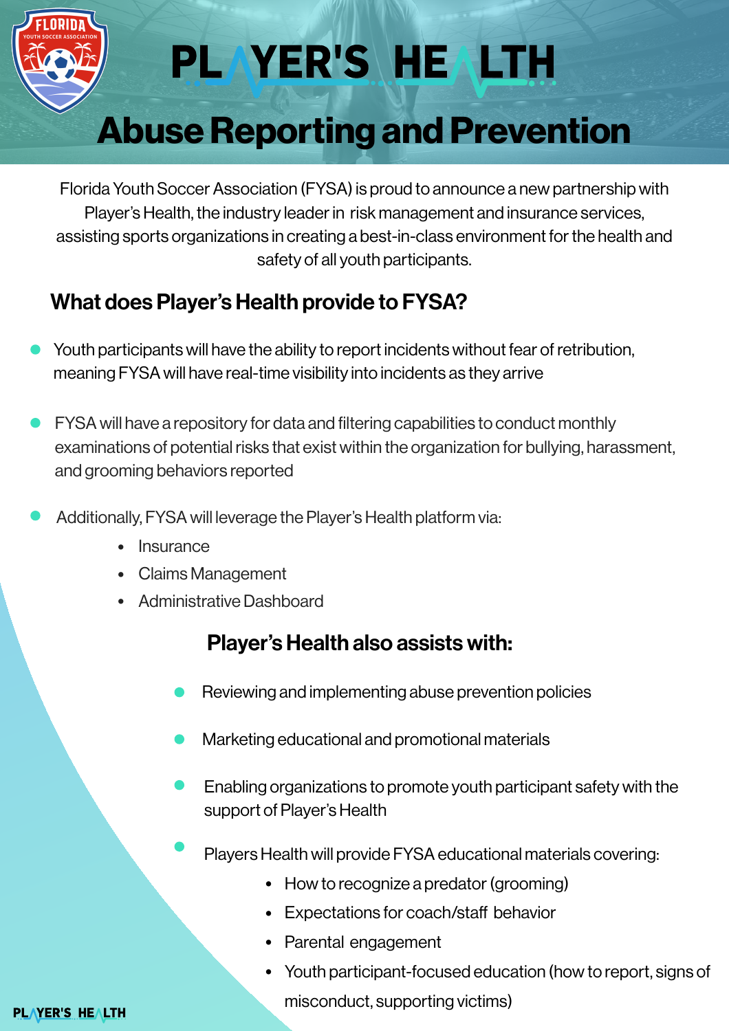# PLAYER'S HEALTH

## Abuse Reporting and Prevention

Florida Youth Soccer Association (FYSA) is proud to announce a new partnership with Player's Health, the industry leader in risk management and insurance services, assisting sports organizations in creating a best-in-class environment for the health and safety of all youth participants.

### What does Player's Health provide to FYSA?

- Youth participants will have the ability to report incidents without fear of retribution, meaning FYSA will have real-time visibility into incidents as they arrive
- FYSA will have a repository for data and filtering capabilities to conduct monthly examinations of potential risks that exist within the organization for bullying, harassment, and grooming behaviors reported
- Additionally, FYSA will leverage the Player's Health platform via:
  - Insurance
  - Claims Management
  - Administrative Dashboard

### Player's Health also assists with:

- Reviewing and implementing abuse prevention policies
- Marketing educational and promotional materials
- Enabling organizations to promote youth participant safety with the support of Player's Health
- Players Health will provide FYSA educational materials covering:
  - How to recognize a predator (grooming)
  - Expectations for coach/staff behavior
  - Parental engagement
  - Youth participant-focused education (how to report, signs of misconduct, supporting victims)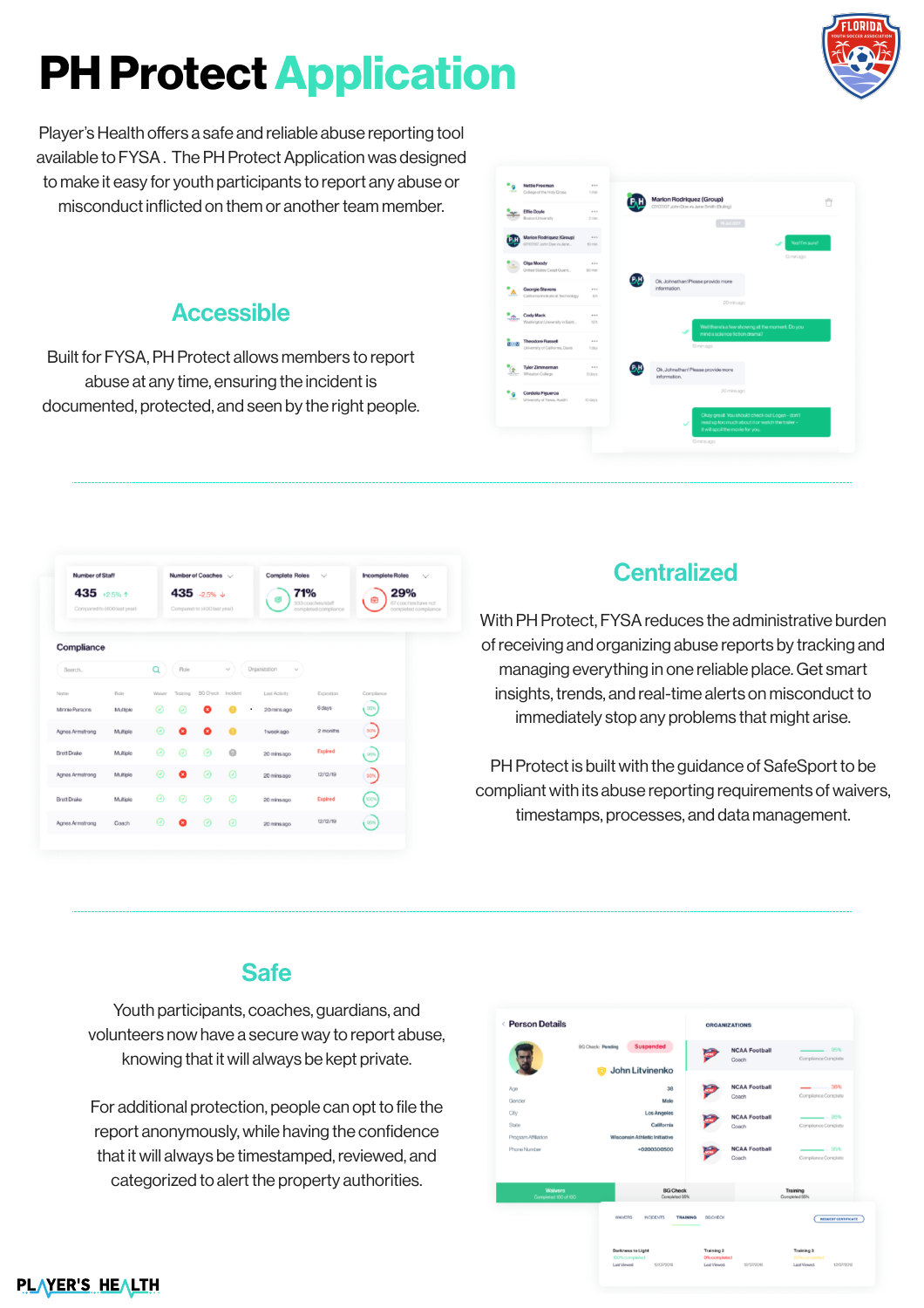# PH Protect Application

Player's Health offers a safe and reliable abuse reporting tool available to FYSA. The PH Protect Application was designed to make it easy for youth participants to report any abuse or misconduct inflicted on them or another team member.

## Accessible

Built for FYSA, PH Protect allows members to report abuse at any time, ensuring the incident is documented, protected, and seen by the right people.

## Centralized

With PH Protect, FYSA reduces the administrative burden of receiving and organizing abuse reports by tracking and managing everything in one reliable place. Get smart insights, trends, and real-time alerts on misconduct to immediately stop any problems that might arise.

PH Protect is built with the guidance of SafeSport to be compliant with its abuse reporting requirements of waivers, timestamps, processes, and data management.

## Safe

Youth participants, coaches, guardians, and volunteers now have a secure way to report abuse, knowing that it will always be kept private.

For additional protection, people can opt to file the report anonymously, while having the confidence that it will always be timestamped, reviewed, and categorized to alert the property authorities.